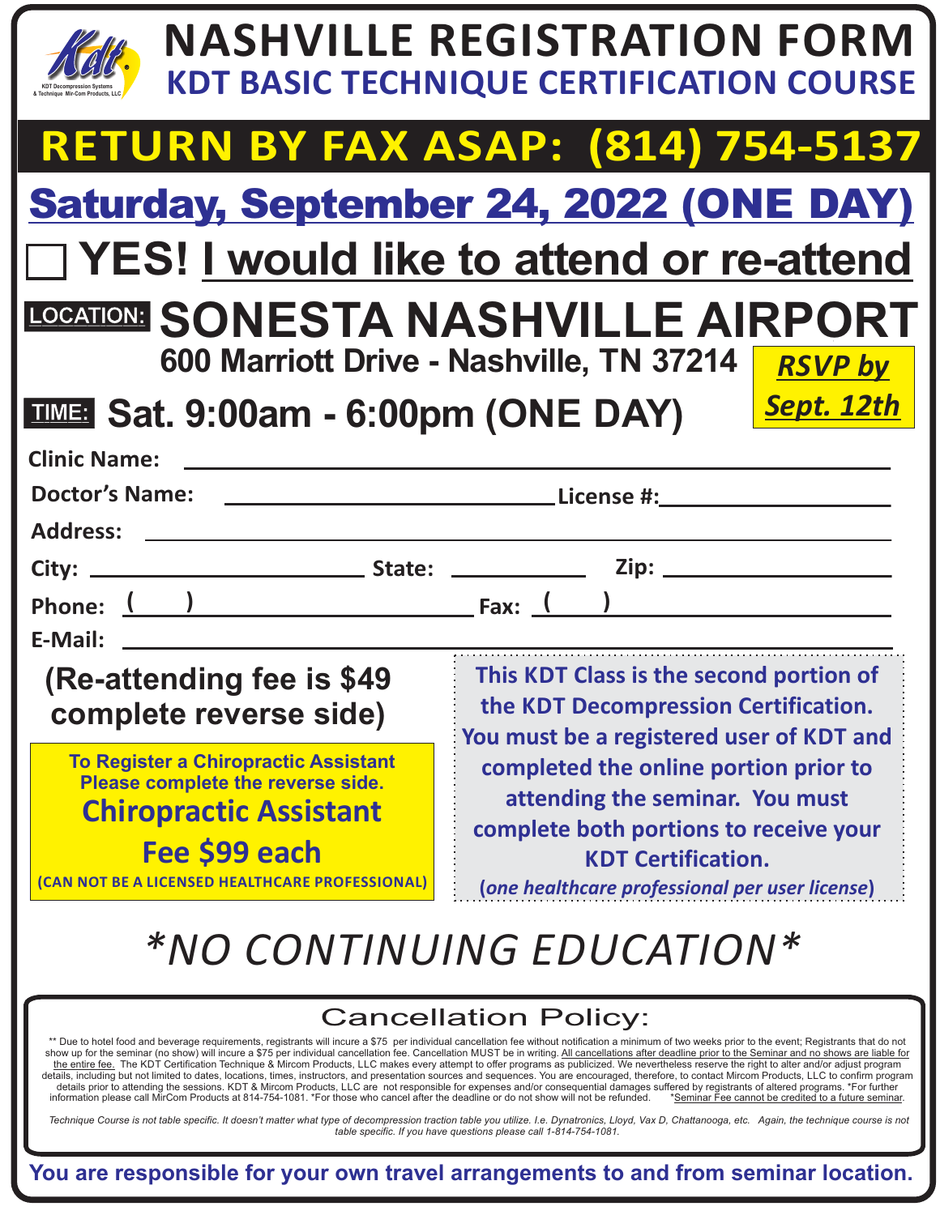# NASHVILLE REGISTRATION FORM

## KDT BASIC TECHNIQUE CERTIFICATION COURSE

KDT Decompression Systems & Technique Mir-Com Products, LLC

**RETURN BY FAX ASAP: (814) 754-5137**

## Saturday, September 24, 2022 (ONE DAY)

☐ **YES! I would like to attend or re-attend**

**LOCATION: SONESTA NASHVILLE AIRPORT**

**600 Marriott Drive - Nashville, TN 37214**

***RSVP by Sept. 12th***

**TIME: Sat. 9:00am - 6:00pm (ONE DAY)**

**Clinic Name:** ______________________________

**Doctor's Name:** ______________________ **License #:** ______________

**Address:** ______________________________

**City:** ______________ **State:** ________ **Zip:** ____________

**Phone:** ( ) ______________ **Fax:** ( ) ______________

**E-Mail:** ______________________________

**(Re-attending fee is $49 complete reverse side)**

**To Register a Chiropractic Assistant Please complete the reverse side.**

**Chiropractic Assistant Fee $99 each**

**(CAN NOT BE A LICENSED HEALTHCARE PROFESSIONAL)**

**This KDT Class is the second portion of the KDT Decompression Certification. You must be a registered user of KDT and completed the online portion prior to attending the seminar. You must complete both portions to receive your KDT Certification.**

**(*one healthcare professional per user license*)**

## *\*NO CONTINUING EDUCATION\**

### Cancellation Policy:

** Due to hotel food and beverage requirements, registrants will incure a $75 per individual cancellation fee without notification a minimum of two weeks prior to the event; Registrants that do not show up for the seminar (no show) will incure a $75 per individual cancellation fee. Cancellation MUST be in writing. All cancellations after deadline prior to the Seminar and no shows are liable for the entire fee. The KDT Certification Technique & Mircom Products, LLC makes every attempt to offer programs as publicized. We nevertheless reserve the right to alter and/or adjust program details, including but not limited to dates, locations, times, instructors, and presentation sources and sequences. You are encouraged, therefore, to contact Mircom Products, LLC to confirm program details prior to attending the sessions. KDT & Mircom Products, LLC are not responsible for expenses and/or consequential damages suffered by registrants of altered programs. *For further information please call MirCom Products at 814-754-1081. *For those who cancel after the deadline or do not show will not be refunded. *Seminar Fee cannot be credited to a future seminar.

*Technique Course is not table specific. It doesn't matter what type of decompression traction table you utilize. I.e. Dynatronics, Lloyd, Vax D, Chattanooga, etc. Again, the technique course is not table specific. If you have questions please call 1-814-754-1081.*

**You are responsible for your own travel arrangements to and from seminar location.**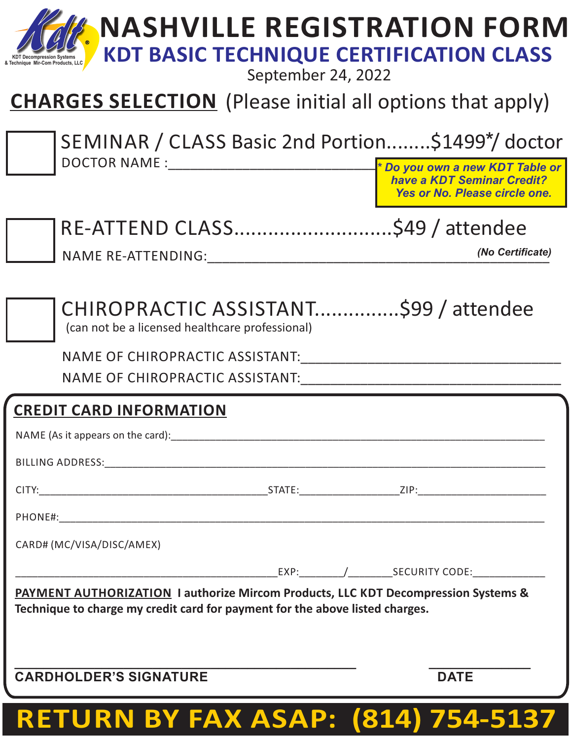KDT Decompression Systems & Technique Mir-Com Products, LLC

# NASHVILLE REGISTRATION FORM

## KDT BASIC TECHNIQUE CERTIFICATION CLASS

September 24, 2022

## CHARGES SELECTION (Please initial all options that apply)

☐ SEMINAR / CLASS Basic 2nd Portion........$1499*/ doctor

DOCTOR NAME :___________________________

*\* Do you own a new KDT Table or have a KDT Seminar Credit? Yes or No. Please circle one.*

☐ RE-ATTEND CLASS...........................$49 / attendee

NAME RE-ATTENDING:_______________________________________________ *(No Certificate)*

☐ CHIROPRACTIC ASSISTANT...............$99 / attendee

(can not be a licensed healthcare professional)

NAME OF CHIROPRACTIC ASSISTANT:___________________________________

NAME OF CHIROPRACTIC ASSISTANT:___________________________________

## CREDIT CARD INFORMATION

NAME (As it appears on the card):_______________________________________________

BILLING ADDRESS:_______________________________________________

CITY:_______________________STATE:______________ZIP:__________________

PHONE#:_______________________________________________

CARD# (MC/VISA/DISC/AMEX)

_______________________________________EXP:_______/_______SECURITY CODE:__________

**PAYMENT AUTHORIZATION** **I authorize Mircom Products, LLC KDT Decompression Systems & Technique to charge my credit card for payment for the above listed charges.**

_______________________________________ ______________

**CARDHOLDER'S SIGNATURE** **DATE**

# RETURN BY FAX ASAP: (814) 754-5137